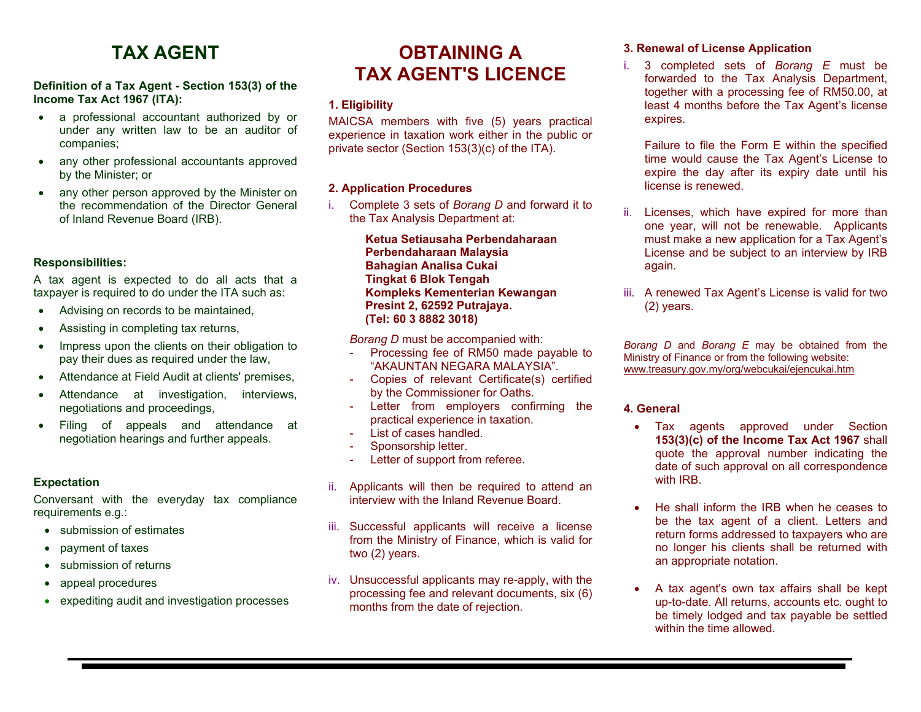# TAX AGENT

**Definition of a Tax Agent - Section 153(3) of the Income Tax Act 1967 (ITA):**

- a professional accountant authorized by or under any written law to be an auditor of companies;
- any other professional accountants approved by the Minister; or
- any other person approved by the Minister on the recommendation of the Director General of Inland Revenue Board (IRB).

**Responsibilities:**

A tax agent is expected to do all acts that a taxpayer is required to do under the ITA such as:

- Advising on records to be maintained,
- Assisting in completing tax returns,
- Impress upon the clients on their obligation to pay their dues as required under the law,
- Attendance at Field Audit at clients' premises,
- Attendance at investigation, interviews, negotiations and proceedings,
- Filing of appeals and attendance at negotiation hearings and further appeals.

**Expectation**

Conversant with the everyday tax compliance requirements e.g.:

- submission of estimates
- payment of taxes
- submission of returns
- appeal procedures
- expediting audit and investigation processes

# OBTAINING A TAX AGENT'S LICENCE

**1. Eligibility**

MAICSA members with five (5) years practical experience in taxation work either in the public or private sector (Section 153(3)(c) of the ITA).

**2. Application Procedures**

i. Complete 3 sets of *Borang D* and forward it to the Tax Analysis Department at:

   **Ketua Setiausaha Perbendaharaan**
   **Perbendaharaan Malaysia**
   **Bahagian Analisa Cukai**
   **Tingkat 6 Blok Tengah**
   **Kompleks Kementerian Kewangan**
   **Presint 2, 62592 Putrajaya.**
   **(Tel: 60 3 8882 3018)**

   *Borang D* must be accompanied with:
   - Processing fee of RM50 made payable to "AKAUNTAN NEGARA MALAYSIA".
   - Copies of relevant Certificate(s) certified by the Commissioner for Oaths.
   - Letter from employers confirming the practical experience in taxation.
   - List of cases handled.
   - Sponsorship letter.
   - Letter of support from referee.

ii. Applicants will then be required to attend an interview with the Inland Revenue Board.

iii. Successful applicants will receive a license from the Ministry of Finance, which is valid for two (2) years.

iv. Unsuccessful applicants may re-apply, with the processing fee and relevant documents, six (6) months from the date of rejection.

**3. Renewal of License Application**

i. 3 completed sets of *Borang E* must be forwarded to the Tax Analysis Department, together with a processing fee of RM50.00, at least 4 months before the Tax Agent's license expires.

   Failure to file the Form E within the specified time would cause the Tax Agent's License to expire the day after its expiry date until his license is renewed.

ii. Licenses, which have expired for more than one year, will not be renewable. Applicants must make a new application for a Tax Agent's License and be subject to an interview by IRB again.

iii. A renewed Tax Agent's License is valid for two (2) years.

*Borang D* and *Borang E* may be obtained from the Ministry of Finance or from the following website: www.treasury.gov.my/org/webcukai/ejencukai.htm

**4. General**

- Tax agents approved under Section **153(3)(c) of the Income Tax Act 1967** shall quote the approval number indicating the date of such approval on all correspondence with IRB.
- He shall inform the IRB when he ceases to be the tax agent of a client. Letters and return forms addressed to taxpayers who are no longer his clients shall be returned with an appropriate notation.
- A tax agent's own tax affairs shall be kept up-to-date. All returns, accounts etc. ought to be timely lodged and tax payable be settled within the time allowed.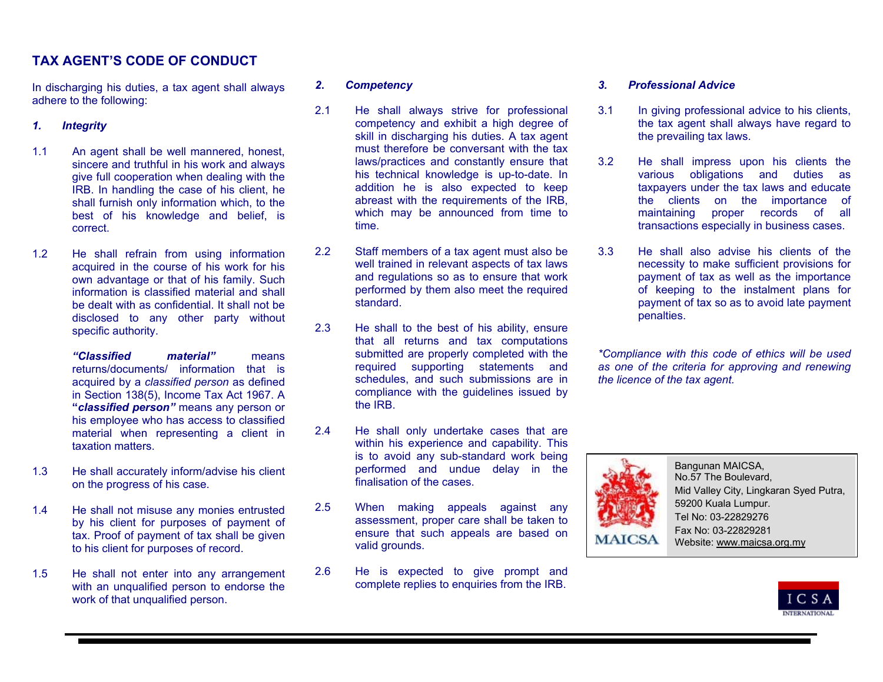# TAX AGENT'S CODE OF CONDUCT

In discharging his duties, a tax agent shall always adhere to the following:

## 1. Integrity

1.1 An agent shall be well mannered, honest, sincere and truthful in his work and always give full cooperation when dealing with the IRB. In handling the case of his client, he shall furnish only information which, to the best of his knowledge and belief, is correct.

1.2 He shall refrain from using information acquired in the course of his work for his own advantage or that of his family. Such information is classified material and shall be dealt with as confidential. It shall not be disclosed to any other party without specific authority.

***"Classified material"*** means returns/documents/ information that is acquired by a *classified person* as defined in Section 138(5), Income Tax Act 1967. A **"*classified person"*** means any person or his employee who has access to classified material when representing a client in taxation matters.

1.3 He shall accurately inform/advise his client on the progress of his case.

1.4 He shall not misuse any monies entrusted by his client for purposes of payment of tax. Proof of payment of tax shall be given to his client for purposes of record.

1.5 He shall not enter into any arrangement with an unqualified person to endorse the work of that unqualified person.

## 2. Competency

2.1 He shall always strive for professional competency and exhibit a high degree of skill in discharging his duties. A tax agent must therefore be conversant with the tax laws/practices and constantly ensure that his technical knowledge is up-to-date. In addition he is also expected to keep abreast with the requirements of the IRB, which may be announced from time to time.

2.2 Staff members of a tax agent must also be well trained in relevant aspects of tax laws and regulations so as to ensure that work performed by them also meet the required standard.

2.3 He shall to the best of his ability, ensure that all returns and tax computations submitted are properly completed with the required supporting statements and schedules, and such submissions are in compliance with the guidelines issued by the IRB.

2.4 He shall only undertake cases that are within his experience and capability. This is to avoid any sub-standard work being performed and undue delay in the finalisation of the cases.

2.5 When making appeals against any assessment, proper care shall be taken to ensure that such appeals are based on valid grounds.

2.6 He is expected to give prompt and complete replies to enquiries from the IRB.

## 3. Professional Advice

3.1 In giving professional advice to his clients, the tax agent shall always have regard to the prevailing tax laws.

3.2 He shall impress upon his clients the various obligations and duties as taxpayers under the tax laws and educate the clients on the importance of maintaining proper records of all transactions especially in business cases.

3.3 He shall also advise his clients of the necessity to make sufficient provisions for payment of tax as well as the importance of keeping to the instalment plans for payment of tax so as to avoid late payment penalties.

*\*Compliance with this code of ethics will be used as one of the criteria for approving and renewing the licence of the tax agent.*

MAICSA

Bangunan MAICSA,
No.57 The Boulevard,
Mid Valley City, Lingkaran Syed Putra,
59200 Kuala Lumpur.
Tel No: 03-22829276
Fax No: 03-22829281
Website: www.maicsa.org.my

ICSA INTERNATIONAL